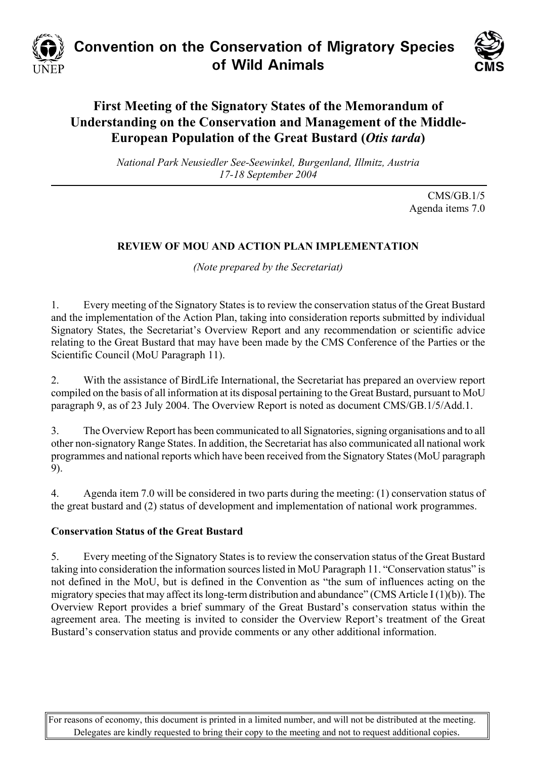# Convention on the Conservation of Migratory Species of Wild Animals

## First Meeting of the Signatory States of the Memorandum of Understanding on the Conservation and Management of the Middle-European Population of the Great Bustard (*Otis tarda*)

*National Park Neusiedler See-Seewinkel, Burgenland, Illmitz, Austria*
*17-18 September 2004*

CMS/GB.1/5
Agenda items 7.0

### REVIEW OF MOU AND ACTION PLAN IMPLEMENTATION

*(Note prepared by the Secretariat)*

1. Every meeting of the Signatory States is to review the conservation status of the Great Bustard and the implementation of the Action Plan, taking into consideration reports submitted by individual Signatory States, the Secretariat's Overview Report and any recommendation or scientific advice relating to the Great Bustard that may have been made by the CMS Conference of the Parties or the Scientific Council (MoU Paragraph 11).

2. With the assistance of BirdLife International, the Secretariat has prepared an overview report compiled on the basis of all information at its disposal pertaining to the Great Bustard, pursuant to MoU paragraph 9, as of 23 July 2004. The Overview Report is noted as document CMS/GB.1/5/Add.1.

3. The Overview Report has been communicated to all Signatories, signing organisations and to all other non-signatory Range States. In addition, the Secretariat has also communicated all national work programmes and national reports which have been received from the Signatory States (MoU paragraph 9).

4. Agenda item 7.0 will be considered in two parts during the meeting: (1) conservation status of the great bustard and (2) status of development and implementation of national work programmes.

**Conservation Status of the Great Bustard**

5. Every meeting of the Signatory States is to review the conservation status of the Great Bustard taking into consideration the information sources listed in MoU Paragraph 11. "Conservation status" is not defined in the MoU, but is defined in the Convention as "the sum of influences acting on the migratory species that may affect its long-term distribution and abundance" (CMS Article I (1)(b)). The Overview Report provides a brief summary of the Great Bustard's conservation status within the agreement area. The meeting is invited to consider the Overview Report's treatment of the Great Bustard's conservation status and provide comments or any other additional information.

For reasons of economy, this document is printed in a limited number, and will not be distributed at the meeting. Delegates are kindly requested to bring their copy to the meeting and not to request additional copies.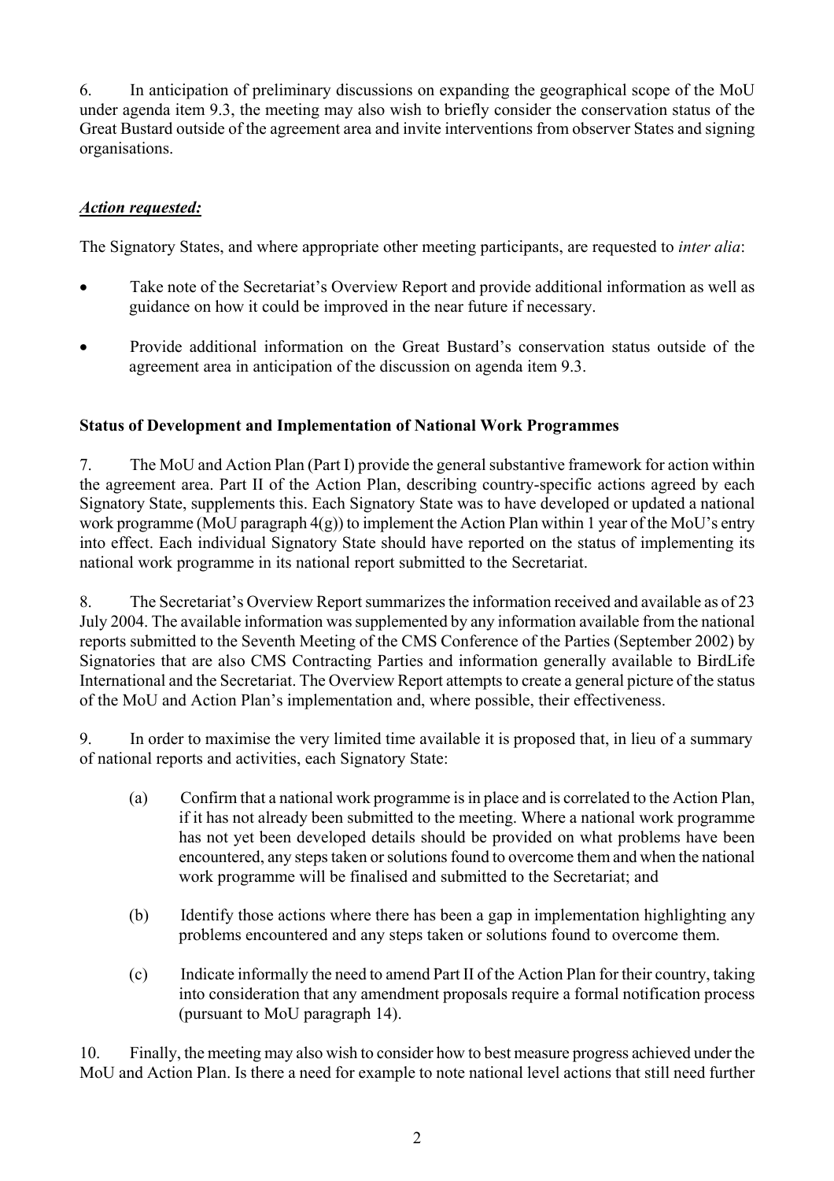6. In anticipation of preliminary discussions on expanding the geographical scope of the MoU under agenda item 9.3, the meeting may also wish to briefly consider the conservation status of the Great Bustard outside of the agreement area and invite interventions from observer States and signing organisations.

***Action requested:***

The Signatory States, and where appropriate other meeting participants, are requested to *inter alia*:

- Take note of the Secretariat's Overview Report and provide additional information as well as guidance on how it could be improved in the near future if necessary.
- Provide additional information on the Great Bustard's conservation status outside of the agreement area in anticipation of the discussion on agenda item 9.3.

**Status of Development and Implementation of National Work Programmes**

7. The MoU and Action Plan (Part I) provide the general substantive framework for action within the agreement area. Part II of the Action Plan, describing country-specific actions agreed by each Signatory State, supplements this. Each Signatory State was to have developed or updated a national work programme (MoU paragraph 4(g)) to implement the Action Plan within 1 year of the MoU's entry into effect. Each individual Signatory State should have reported on the status of implementing its national work programme in its national report submitted to the Secretariat.

8. The Secretariat's Overview Report summarizes the information received and available as of 23 July 2004. The available information was supplemented by any information available from the national reports submitted to the Seventh Meeting of the CMS Conference of the Parties (September 2002) by Signatories that are also CMS Contracting Parties and information generally available to BirdLife International and the Secretariat. The Overview Report attempts to create a general picture of the status of the MoU and Action Plan's implementation and, where possible, their effectiveness.

9. In order to maximise the very limited time available it is proposed that, in lieu of a summary of national reports and activities, each Signatory State:

(a) Confirm that a national work programme is in place and is correlated to the Action Plan, if it has not already been submitted to the meeting. Where a national work programme has not yet been developed details should be provided on what problems have been encountered, any steps taken or solutions found to overcome them and when the national work programme will be finalised and submitted to the Secretariat; and

(b) Identify those actions where there has been a gap in implementation highlighting any problems encountered and any steps taken or solutions found to overcome them.

(c) Indicate informally the need to amend Part II of the Action Plan for their country, taking into consideration that any amendment proposals require a formal notification process (pursuant to MoU paragraph 14).

10. Finally, the meeting may also wish to consider how to best measure progress achieved under the MoU and Action Plan. Is there a need for example to note national level actions that still need further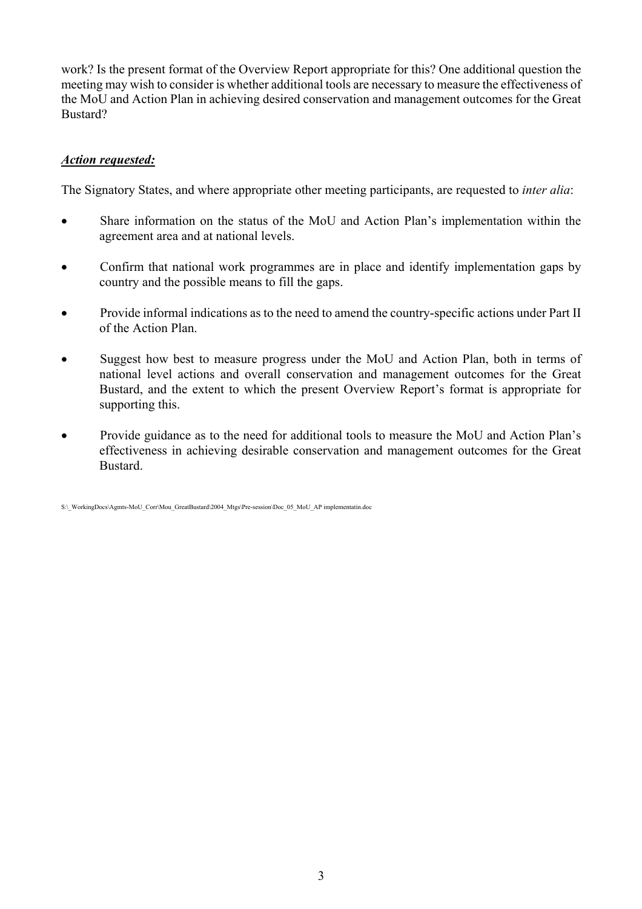work? Is the present format of the Overview Report appropriate for this? One additional question the meeting may wish to consider is whether additional tools are necessary to measure the effectiveness of the MoU and Action Plan in achieving desired conservation and management outcomes for the Great Bustard?

***Action requested:***

The Signatory States, and where appropriate other meeting participants, are requested to *inter alia*:

- Share information on the status of the MoU and Action Plan's implementation within the agreement area and at national levels.
- Confirm that national work programmes are in place and identify implementation gaps by country and the possible means to fill the gaps.
- Provide informal indications as to the need to amend the country-specific actions under Part II of the Action Plan.
- Suggest how best to measure progress under the MoU and Action Plan, both in terms of national level actions and overall conservation and management outcomes for the Great Bustard, and the extent to which the present Overview Report's format is appropriate for supporting this.
- Provide guidance as to the need for additional tools to measure the MoU and Action Plan's effectiveness in achieving desirable conservation and management outcomes for the Great Bustard.

S:\_WorkingDocs\Agmts-MoU_Corr\Mou_GreatBustard\2004_Mtgs\Pre-session\Doc_05_MoU_AP implementatin.doc